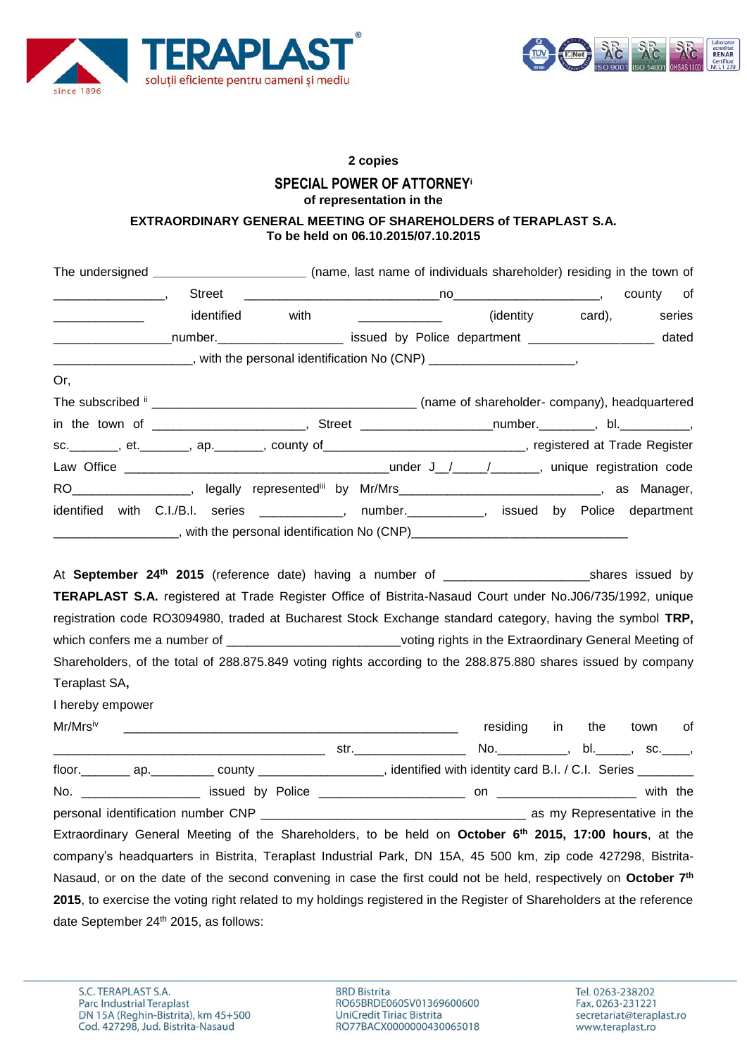**2 copies**

## SPECIAL POWER OF ATTORNEY[i]

**of representation in the**

**EXTRAORDINARY GENERAL MEETING OF SHAREHOLDERS of TERAPLAST S.A.**
**To be held on 06.10.2015/07.10.2015**

The undersigned ______________________ (name, last name of individuals shareholder) residing in the town of ________________, Street _____________________________no_____________________, county of _____________ identified with ____________ (identity card), series _________________number.__________________ issued by Police department __________________ dated ____________________, with the personal identification No (CNP) _____________________,

Or,

The subscribed [ii] _______________________________________ (name of shareholder- company), headquartered in the town of ______________________, Street ___________________number.________, bl.__________, sc._______, et._______, ap._______, county of_____________________________, registered at Trade Register Law Office _______________________________________under J__/_____/_______, unique registration code RO_________________, legally represented[iii] by Mr/Mrs_____________________________, as Manager, identified with C.I./B.I. series ___________, number.___________, issued by Police department __________________, with the personal identification No (CNP)________________________________

At **September 24th 2015** (reference date) having a number of _____________________shares issued by **TERAPLAST S.A.** registered at Trade Register Office of Bistrita-Nasaud Court under No.J06/735/1992, unique registration code RO3094980, traded at Bucharest Stock Exchange standard category, having the symbol **TRP,** which confers me a number of ________________________voting rights in the Extraordinary General Meeting of Shareholders, of the total of 288.875.849 voting rights according to the 288.875.880 shares issued by company Teraplast SA**,**

I hereby empower

Mr/Mrs[iv] __________________________________________________ residing in the town of _______________________________________ str.________________ No.__________, bl._____, sc.____, floor._______ ap._________ county __________________, identified with identity card B.I. / C.I. Series ________ No. _________________ issued by Police _____________________ on ____________________ with the personal identification number CNP ______________________________________ as my Representative in the Extraordinary General Meeting of the Shareholders, to be held on **October 6th 2015, 17:00 hours**, at the company's headquarters in Bistrita, Teraplast Industrial Park, DN 15A, 45 500 km, zip code 427298, Bistrita-Nasaud, or on the date of the second convening in case the first could not be held, respectively on **October 7th 2015**, to exercise the voting right related to my holdings registered in the Register of Shareholders at the reference date September 24th 2015, as follows: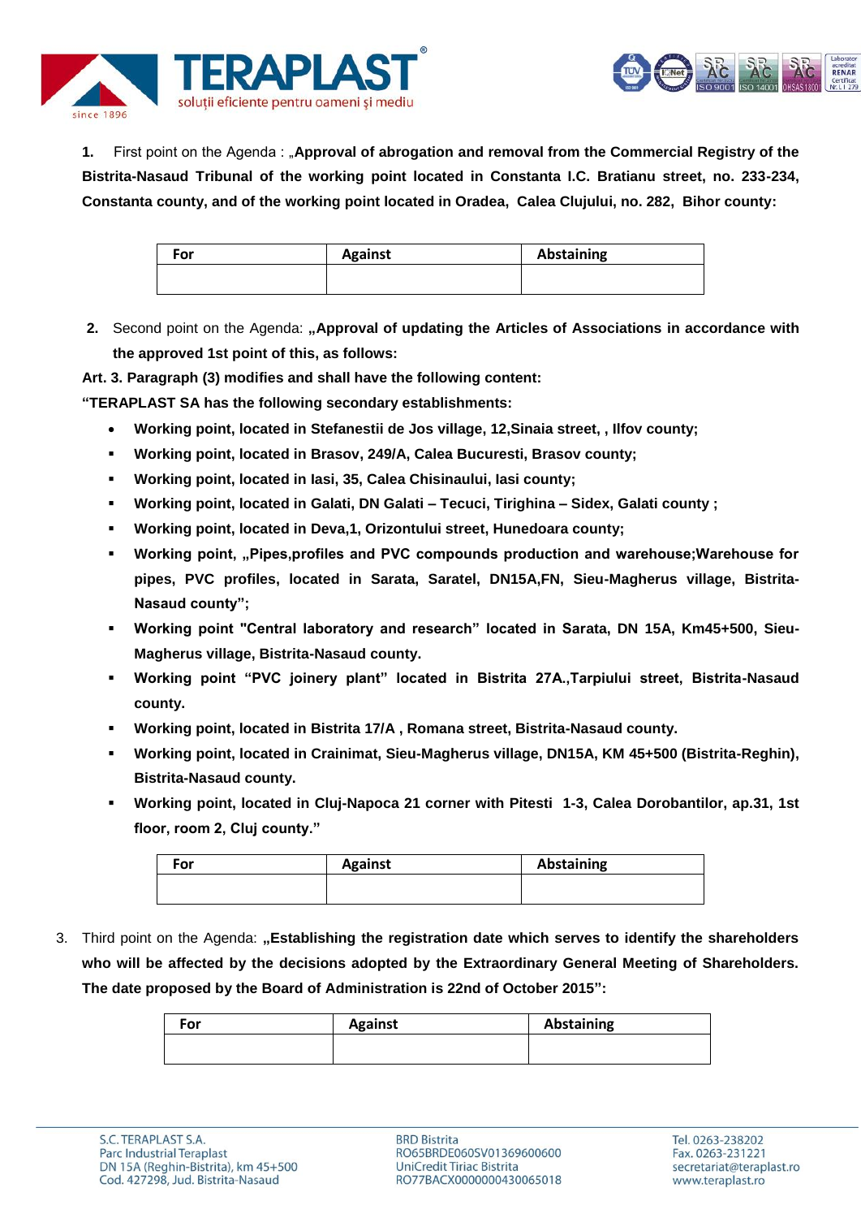1. First point on the Agenda : „**Approval of abrogation and removal from the Commercial Registry of the Bistrita-Nasaud Tribunal of the working point located in Constanta I.C. Bratianu street, no. 233-234, Constanta county, and of the working point located in Oradea, Calea Clujului, no. 282, Bihor county:**

| For | Against | Abstaining |
|---|---|---|
| | | |

2. Second point on the Agenda: **„Approval of updating the Articles of Associations in accordance with the approved 1st point of this, as follows:**

**Art. 3. Paragraph (3) modifies and shall have the following content:**

**"TERAPLAST SA has the following secondary establishments:**

- **Working point, located in Stefanestii de Jos village, 12,Sinaia street, , Ilfov county;**
- **Working point, located in Brasov, 249/A, Calea Bucuresti, Brasov county;**
- **Working point, located in Iasi, 35, Calea Chisinaului, Iasi county;**
- **Working point, located in Galati, DN Galati – Tecuci, Tirighina – Sidex, Galati county ;**
- **Working point, located in Deva,1, Orizontului street, Hunedoara county;**
- **Working point, „Pipes,profiles and PVC compounds production and warehouse;Warehouse for pipes, PVC profiles, located in Sarata, Saratel, DN15A,FN, Sieu-Magherus village, Bistrita-Nasaud county";**
- **Working point "Central laboratory and research" located in Sarata, DN 15A, Km45+500, Sieu-Magherus village, Bistrita-Nasaud county.**
- **Working point "PVC joinery plant" located in Bistrita 27A.,Tarpiului street, Bistrita-Nasaud county.**
- **Working point, located in Bistrita 17/A , Romana street, Bistrita-Nasaud county.**
- **Working point, located in Crainimat, Sieu-Magherus village, DN15A, KM 45+500 (Bistrita-Reghin), Bistrita-Nasaud county.**
- **Working point, located in Cluj-Napoca 21 corner with Pitesti 1-3, Calea Dorobantilor, ap.31, 1st floor, room 2, Cluj county."**

| For | Against | Abstaining |
|---|---|---|
| | | |

3. Third point on the Agenda: **„Establishing the registration date which serves to identify the shareholders who will be affected by the decisions adopted by the Extraordinary General Meeting of Shareholders. The date proposed by the Board of Administration is 22nd of October 2015":**

| For | Against | Abstaining |
|---|---|---|
| | | |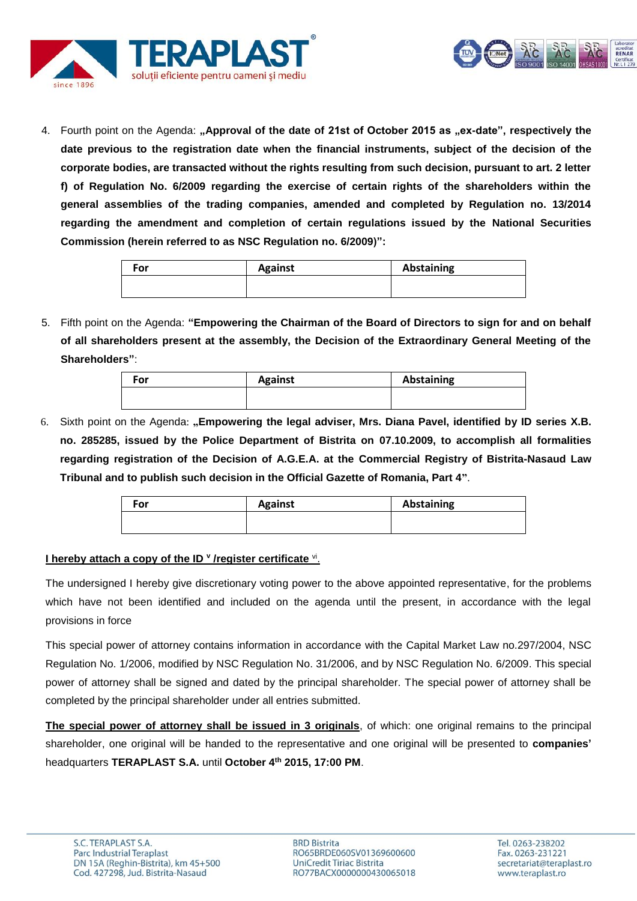4. Fourth point on the Agenda: **„Approval of the date of 21st of October 2015 as „ex-date", respectively the date previous to the registration date when the financial instruments, subject of the decision of the corporate bodies, are transacted without the rights resulting from such decision, pursuant to art. 2 letter f) of Regulation No. 6/2009 regarding the exercise of certain rights of the shareholders within the general assemblies of the trading companies, amended and completed by Regulation no. 13/2014 regarding the amendment and completion of certain regulations issued by the National Securities Commission (herein referred to as NSC Regulation no. 6/2009)":**

| For | Against | Abstaining |
|---|---|---|
| | | |

5. Fifth point on the Agenda: **"Empowering the Chairman of the Board of Directors to sign for and on behalf of all shareholders present at the assembly, the Decision of the Extraordinary General Meeting of the Shareholders"**:

| For | Against | Abstaining |
|---|---|---|
| | | |

6. Sixth point on the Agenda: **„Empowering the legal adviser, Mrs. Diana Pavel, identified by ID series X.B. no. 285285, issued by the Police Department of Bistrita on 07.10.2009, to accomplish all formalities regarding registration of the Decision of A.G.E.A. at the Commercial Registry of Bistrita-Nasaud Law Tribunal and to publish such decision in the Official Gazette of Romania, Part 4"**.

| For | Against | Abstaining |
|---|---|---|
| | | |

**I hereby attach a copy of the ID [v] /register certificate [vi].**

The undersigned I hereby give discretionary voting power to the above appointed representative, for the problems which have not been identified and included on the agenda until the present, in accordance with the legal provisions in force

This special power of attorney contains information in accordance with the Capital Market Law no.297/2004, NSC Regulation No. 1/2006, modified by NSC Regulation No. 31/2006, and by NSC Regulation No. 6/2009. This special power of attorney shall be signed and dated by the principal shareholder. The special power of attorney shall be completed by the principal shareholder under all entries submitted.

**The special power of attorney shall be issued in 3 originals**, of which: one original remains to the principal shareholder, one original will be handed to the representative and one original will be presented to **companies'** headquarters **TERAPLAST S.A.** until **October 4th 2015, 17:00 PM**.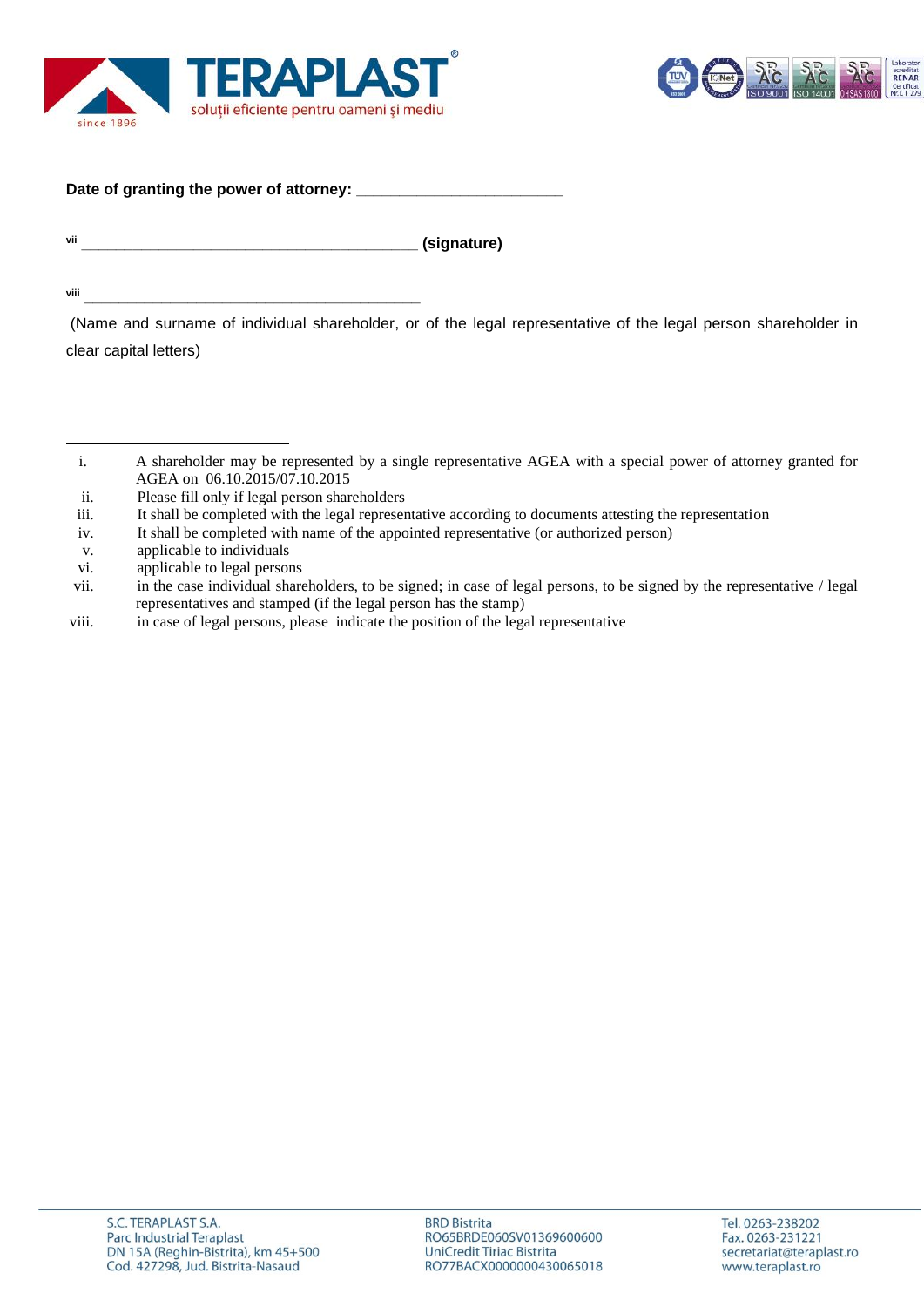**Date of granting the power of attorney: ________________________**

[vii] __________________________________________ **(signature)**

[viii] __________________________________________

(Name and surname of individual shareholder, or of the legal representative of the legal person shareholder in clear capital letters)

---

i. A shareholder may be represented by a single representative AGEA with a special power of attorney granted for AGEA on 06.10.2015/07.10.2015

ii. Please fill only if legal person shareholders

iii. It shall be completed with the legal representative according to documents attesting the representation

iv. It shall be completed with name of the appointed representative (or authorized person)

v. applicable to individuals

vi. applicable to legal persons

vii. in the case individual shareholders, to be signed; in case of legal persons, to be signed by the representative / legal representatives and stamped (if the legal person has the stamp)

viii. in case of legal persons, please indicate the position of the legal representative